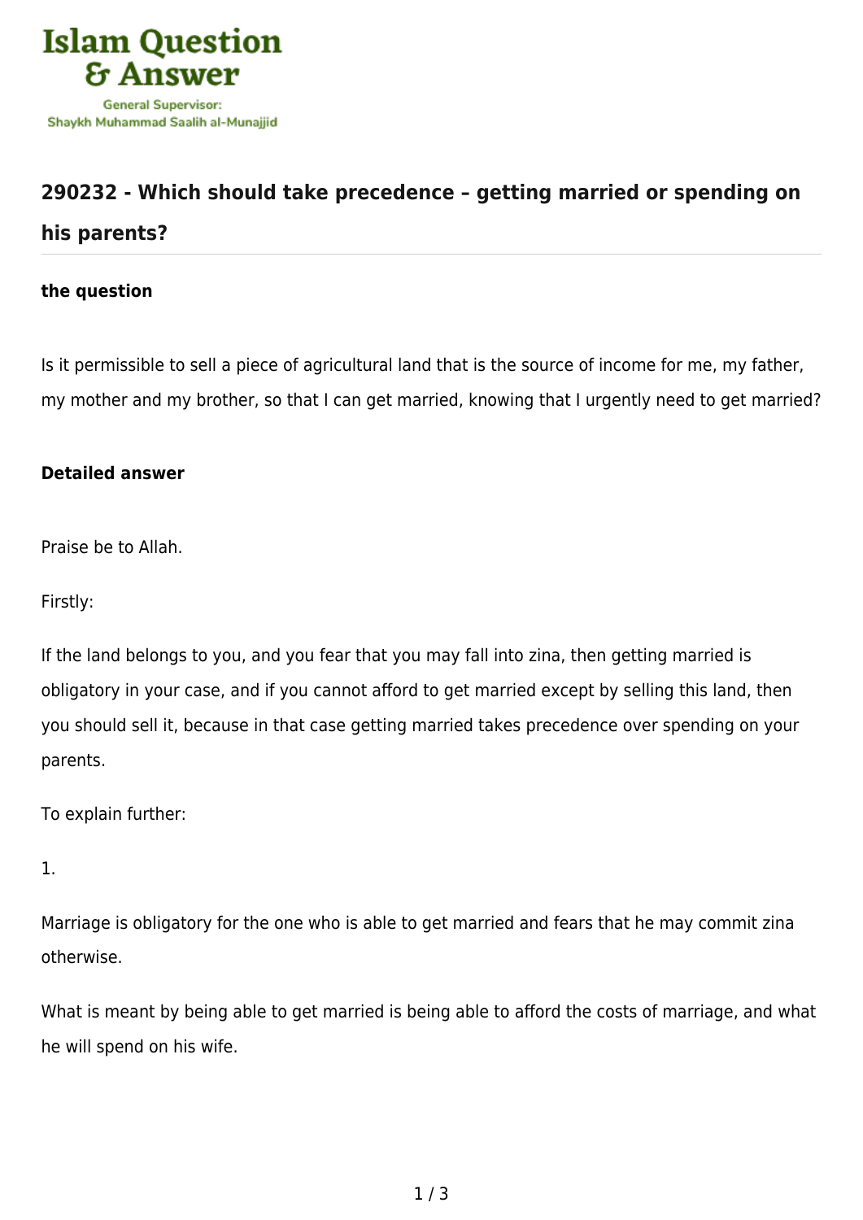# 290232 - Which should take precedence – getting married or spending on his parents?

### the question

Is it permissible to sell a piece of agricultural land that is the source of income for me, my father, my mother and my brother, so that I can get married, knowing that I urgently need to get married?

### Detailed answer

Praise be to Allah.

Firstly:

If the land belongs to you, and you fear that you may fall into zina, then getting married is obligatory in your case, and if you cannot afford to get married except by selling this land, then you should sell it, because in that case getting married takes precedence over spending on your parents.

To explain further:

1.

Marriage is obligatory for the one who is able to get married and fears that he may commit zina otherwise.

What is meant by being able to get married is being able to afford the costs of marriage, and what he will spend on his wife.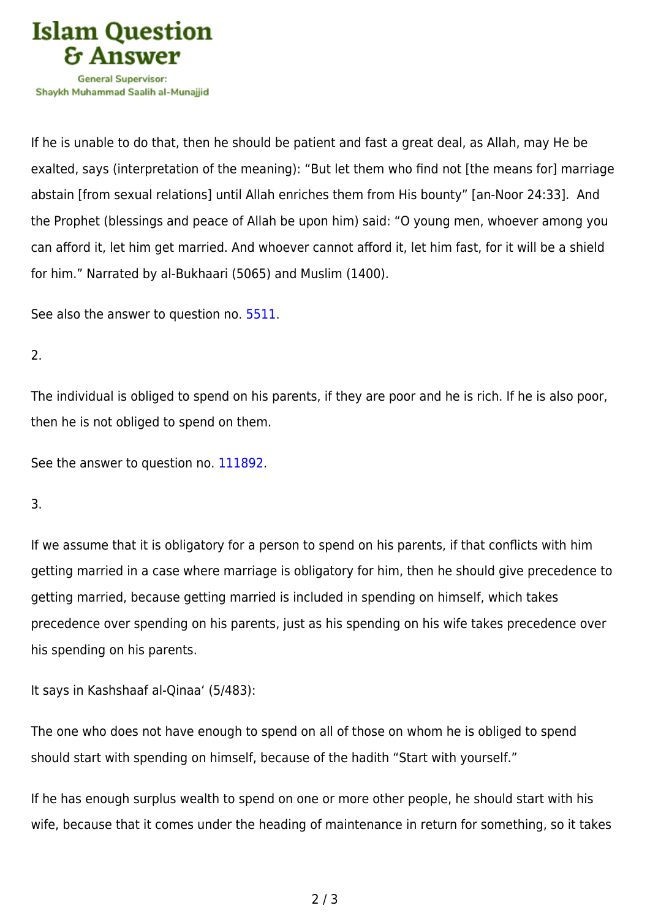If he is unable to do that, then he should be patient and fast a great deal, as Allah, may He be exalted, says (interpretation of the meaning): “But let them who find not [the means for] marriage abstain [from sexual relations] until Allah enriches them from His bounty” [an-Noor 24:33]. And the Prophet (blessings and peace of Allah be upon him) said: “O young men, whoever among you can afford it, let him get married. And whoever cannot afford it, let him fast, for it will be a shield for him.” Narrated by al-Bukhaari (5065) and Muslim (1400).

See also the answer to question no. 5511.

2.

The individual is obliged to spend on his parents, if they are poor and he is rich. If he is also poor, then he is not obliged to spend on them.

See the answer to question no. 111892.

3.

If we assume that it is obligatory for a person to spend on his parents, if that conflicts with him getting married in a case where marriage is obligatory for him, then he should give precedence to getting married, because getting married is included in spending on himself, which takes precedence over spending on his parents, just as his spending on his wife takes precedence over his spending on his parents.

It says in Kashshaaf al-Qinaa‘ (5/483):

The one who does not have enough to spend on all of those on whom he is obliged to spend should start with spending on himself, because of the hadith “Start with yourself.”

If he has enough surplus wealth to spend on one or more other people, he should start with his wife, because that it comes under the heading of maintenance in return for something, so it takes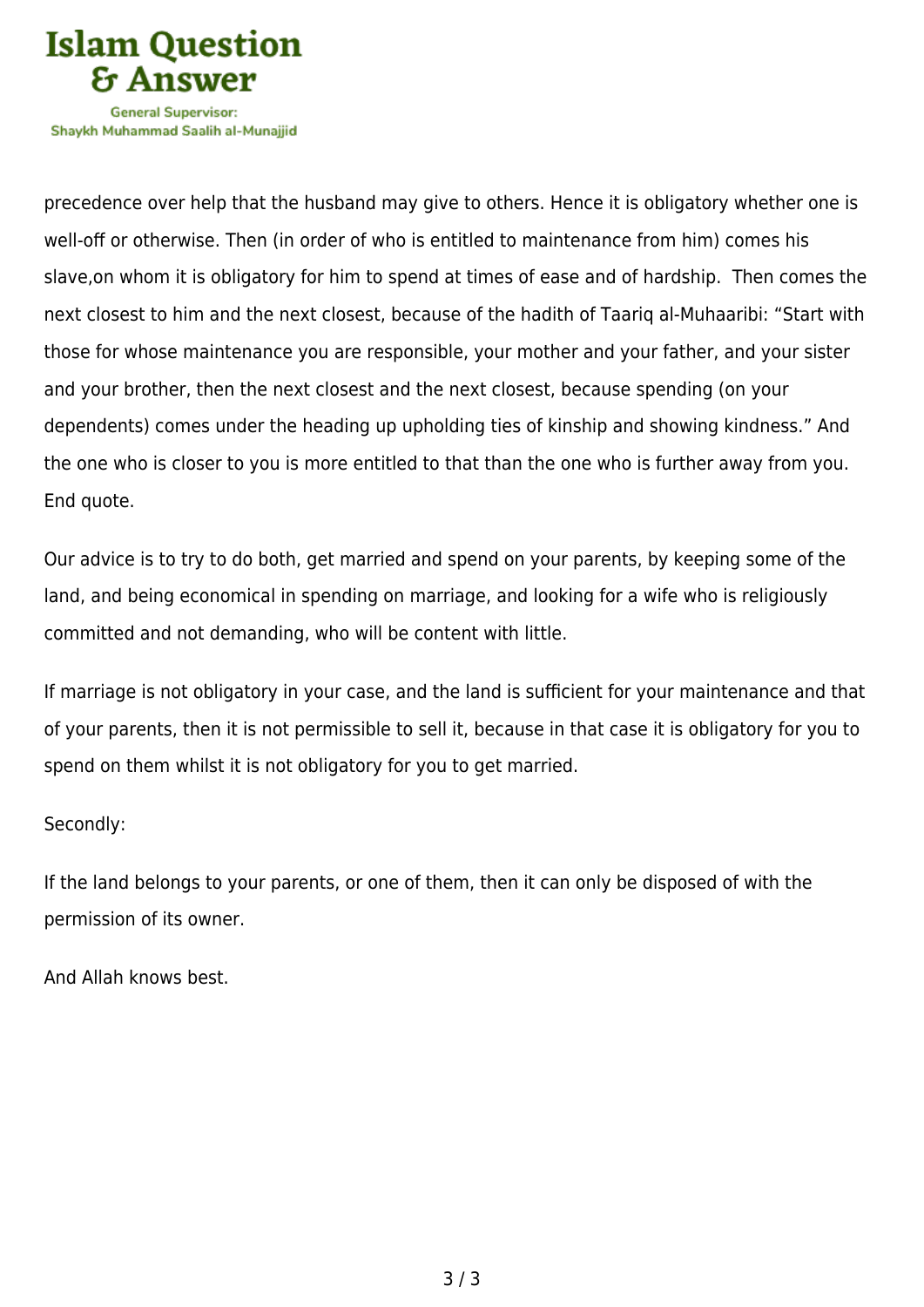precedence over help that the husband may give to others. Hence it is obligatory whether one is well-off or otherwise. Then (in order of who is entitled to maintenance from him) comes his slave,on whom it is obligatory for him to spend at times of ease and of hardship.  Then comes the next closest to him and the next closest, because of the hadith of Taariq al-Muhaaribi: "Start with those for whose maintenance you are responsible, your mother and your father, and your sister and your brother, then the next closest and the next closest, because spending (on your dependents) comes under the heading up upholding ties of kinship and showing kindness." And the one who is closer to you is more entitled to that than the one who is further away from you. End quote.

Our advice is to try to do both, get married and spend on your parents, by keeping some of the land, and being economical in spending on marriage, and looking for a wife who is religiously committed and not demanding, who will be content with little.

If marriage is not obligatory in your case, and the land is sufficient for your maintenance and that of your parents, then it is not permissible to sell it, because in that case it is obligatory for you to spend on them whilst it is not obligatory for you to get married.

Secondly:

If the land belongs to your parents, or one of them, then it can only be disposed of with the permission of its owner.

And Allah knows best.